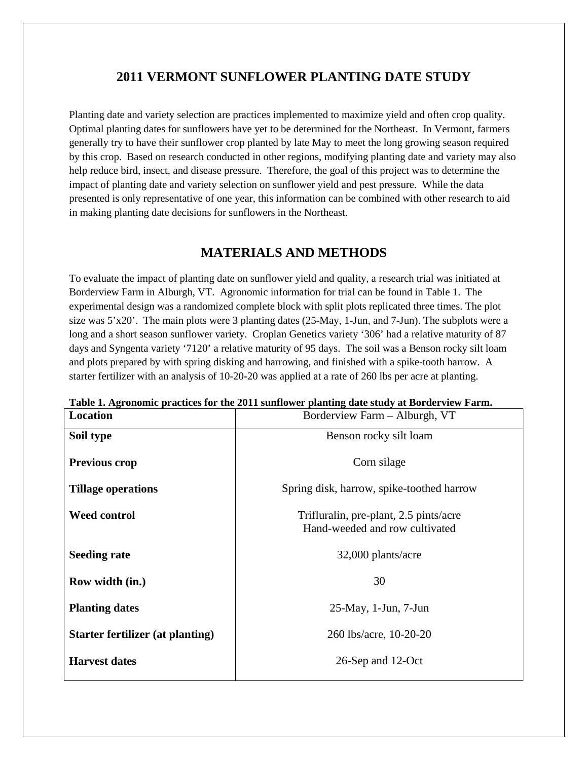# 2011 VERMONT SUNFLOWER PLANTING DATE STUDY

Planting date and variety selection are practices implemented to maximize yield and often crop quality. Optimal planting dates for sunflowers have yet to be determined for the Northeast. In Vermont, farmers generally try to have their sunflower crop planted by late May to meet the long growing season required by this crop. Based on research conducted in other regions, modifying planting date and variety may also help reduce bird, insect, and disease pressure. Therefore, the goal of this project was to determine the impact of planting date and variety selection on sunflower yield and pest pressure. While the data presented is only representative of one year, this information can be combined with other research to aid in making planting date decisions for sunflowers in the Northeast.

# MATERIALS AND METHODS

To evaluate the impact of planting date on sunflower yield and quality, a research trial was initiated at Borderview Farm in Alburgh, VT. Agronomic information for trial can be found in Table 1. The experimental design was a randomized complete block with split plots replicated three times. The plot size was 5'x20'. The main plots were 3 planting dates (25-May, 1-Jun, and 7-Jun). The subplots were a long and a short season sunflower variety. Croplan Genetics variety '306' had a relative maturity of 87 days and Syngenta variety '7120' a relative maturity of 95 days. The soil was a Benson rocky silt loam and plots prepared by with spring disking and harrowing, and finished with a spike-tooth harrow. A starter fertilizer with an analysis of 10-20-20 was applied at a rate of 260 lbs per acre at planting.

**Table 1. Agronomic practices for the 2011 sunflower planting date study at Borderview Farm.**

| **Location** | Borderview Farm – Alburgh, VT |
|---|---|
| **Soil type** | Benson rocky silt loam |
| **Previous crop** | Corn silage |
| **Tillage operations** | Spring disk, harrow, spike-toothed harrow |
| **Weed control** | Trifluralin, pre-plant, 2.5 pints/acre<br>Hand-weeded and row cultivated |
| **Seeding rate** | 32,000 plants/acre |
| **Row width (in.)** | 30 |
| **Planting dates** | 25-May, 1-Jun, 7-Jun |
| **Starter fertilizer (at planting)** | 260 lbs/acre, 10-20-20 |
| **Harvest dates** | 26-Sep and 12-Oct |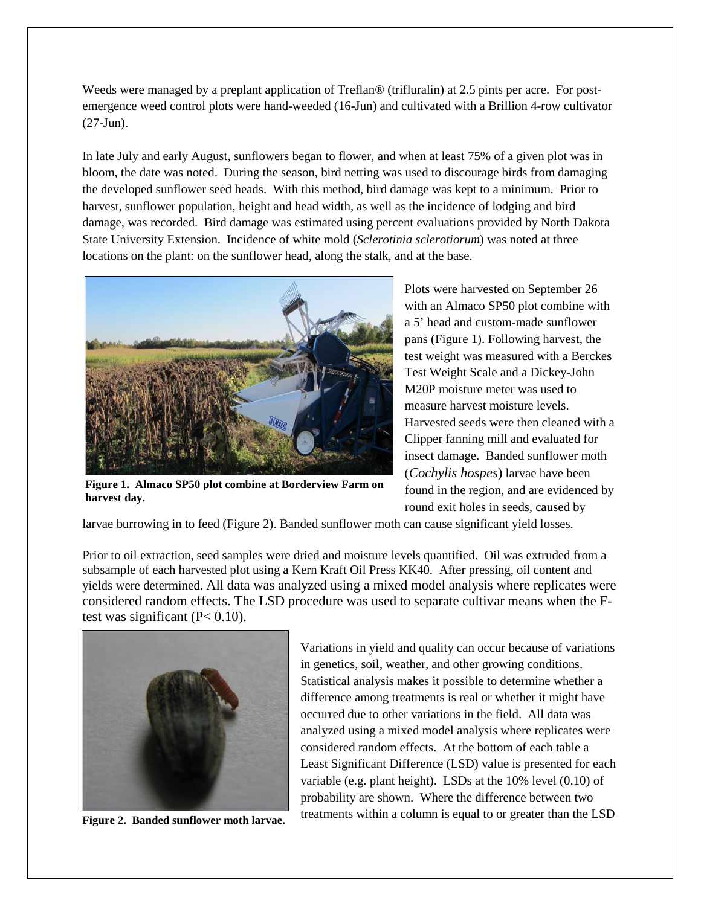Weeds were managed by a preplant application of Treflan® (trifluralin) at 2.5 pints per acre. For post-emergence weed control plots were hand-weeded (16-Jun) and cultivated with a Brillion 4-row cultivator (27-Jun).

In late July and early August, sunflowers began to flower, and when at least 75% of a given plot was in bloom, the date was noted. During the season, bird netting was used to discourage birds from damaging the developed sunflower seed heads. With this method, bird damage was kept to a minimum. Prior to harvest, sunflower population, height and head width, as well as the incidence of lodging and bird damage, was recorded. Bird damage was estimated using percent evaluations provided by North Dakota State University Extension. Incidence of white mold (*Sclerotinia sclerotiorum*) was noted at three locations on the plant: on the sunflower head, along the stalk, and at the base.

**Figure 1. Almaco SP50 plot combine at Borderview Farm on harvest day.**

Plots were harvested on September 26 with an Almaco SP50 plot combine with a 5' head and custom-made sunflower pans (Figure 1). Following harvest, the test weight was measured with a Berckes Test Weight Scale and a Dickey-John M20P moisture meter was used to measure harvest moisture levels. Harvested seeds were then cleaned with a Clipper fanning mill and evaluated for insect damage. Banded sunflower moth (*Cochylis hospes*) larvae have been found in the region, and are evidenced by round exit holes in seeds, caused by larvae burrowing in to feed (Figure 2). Banded sunflower moth can cause significant yield losses.

Prior to oil extraction, seed samples were dried and moisture levels quantified. Oil was extruded from a subsample of each harvested plot using a Kern Kraft Oil Press KK40. After pressing, oil content and yields were determined. All data was analyzed using a mixed model analysis where replicates were considered random effects. The LSD procedure was used to separate cultivar means when the F-test was significant ($P < 0.10$).

**Figure 2. Banded sunflower moth larvae.**

Variations in yield and quality can occur because of variations in genetics, soil, weather, and other growing conditions. Statistical analysis makes it possible to determine whether a difference among treatments is real or whether it might have occurred due to other variations in the field. All data was analyzed using a mixed model analysis where replicates were considered random effects. At the bottom of each table a Least Significant Difference (LSD) value is presented for each variable (e.g. plant height). LSDs at the 10% level (0.10) of probability are shown. Where the difference between two treatments within a column is equal to or greater than the LSD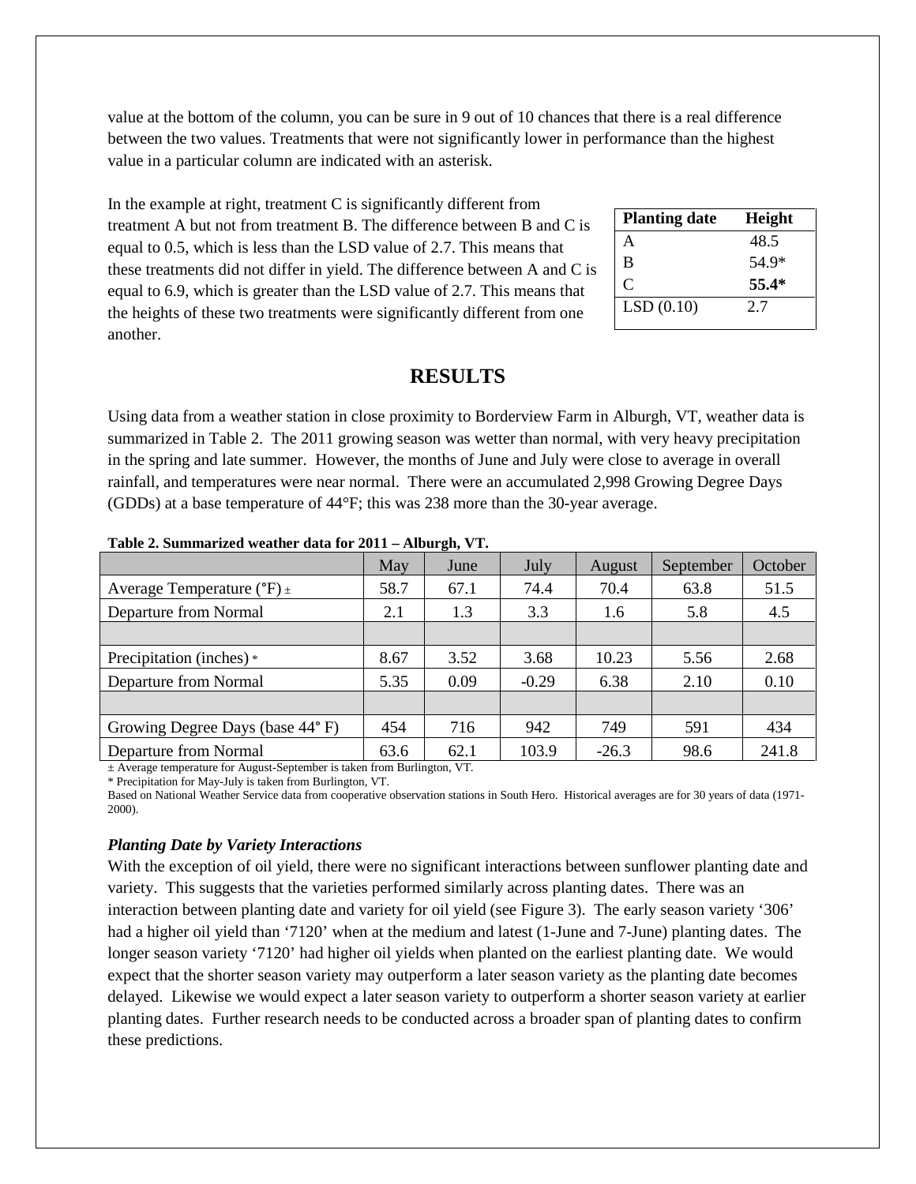value at the bottom of the column, you can be sure in 9 out of 10 chances that there is a real difference between the two values. Treatments that were not significantly lower in performance than the highest value in a particular column are indicated with an asterisk.

In the example at right, treatment C is significantly different from treatment A but not from treatment B. The difference between B and C is equal to 0.5, which is less than the LSD value of 2.7. This means that these treatments did not differ in yield. The difference between A and C is equal to 6.9, which is greater than the LSD value of 2.7. This means that the heights of these two treatments were significantly different from one another.

| Planting date | Height |
|---|---|
| A | 48.5 |
| B | 54.9* |
| C | **55.4*** |
| LSD (0.10) | 2.7 |

## RESULTS

Using data from a weather station in close proximity to Borderview Farm in Alburgh, VT, weather data is summarized in Table 2. The 2011 growing season was wetter than normal, with very heavy precipitation in the spring and late summer. However, the months of June and July were close to average in overall rainfall, and temperatures were near normal. There were an accumulated 2,998 Growing Degree Days (GDDs) at a base temperature of 44°F; this was 238 more than the 30-year average.

**Table 2. Summarized weather data for 2011 – Alburgh, VT.**

| | May | June | July | August | September | October |
|---|---|---|---|---|---|---|
| Average Temperature (°F) ± | 58.7 | 67.1 | 74.4 | 70.4 | 63.8 | 51.5 |
| Departure from Normal | 2.1 | 1.3 | 3.3 | 1.6 | 5.8 | 4.5 |
| | | | | | | |
| Precipitation (inches) * | 8.67 | 3.52 | 3.68 | 10.23 | 5.56 | 2.68 |
| Departure from Normal | 5.35 | 0.09 | -0.29 | 6.38 | 2.10 | 0.10 |
| | | | | | | |
| Growing Degree Days (base 44° F) | 454 | 716 | 942 | 749 | 591 | 434 |
| Departure from Normal | 63.6 | 62.1 | 103.9 | -26.3 | 98.6 | 241.8 |

± Average temperature for August-September is taken from Burlington, VT.
* Precipitation for May-July is taken from Burlington, VT.
Based on National Weather Service data from cooperative observation stations in South Hero. Historical averages are for 30 years of data (1971-2000).

### *Planting Date by Variety Interactions*

With the exception of oil yield, there were no significant interactions between sunflower planting date and variety. This suggests that the varieties performed similarly across planting dates. There was an interaction between planting date and variety for oil yield (see Figure 3). The early season variety '306' had a higher oil yield than '7120' when at the medium and latest (1-June and 7-June) planting dates. The longer season variety '7120' had higher oil yields when planted on the earliest planting date. We would expect that the shorter season variety may outperform a later season variety as the planting date becomes delayed. Likewise we would expect a later season variety to outperform a shorter season variety at earlier planting dates. Further research needs to be conducted across a broader span of planting dates to confirm these predictions.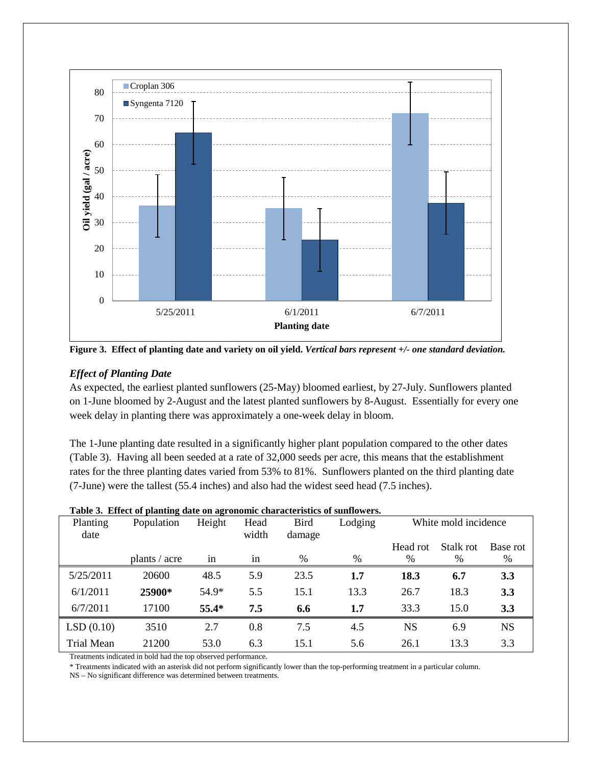**Figure 3. Effect of planting date and variety on oil yield.** ***Vertical bars represent +/- one standard deviation.***

### *Effect of Planting Date*

As expected, the earliest planted sunflowers (25-May) bloomed earliest, by 27-July. Sunflowers planted on 1-June bloomed by 2-August and the latest planted sunflowers by 8-August. Essentially for every one week delay in planting there was approximately a one-week delay in bloom.

The 1-June planting date resulted in a significantly higher plant population compared to the other dates (Table 3). Having all been seeded at a rate of 32,000 seeds per acre, this means that the establishment rates for the three planting dates varied from 53% to 81%. Sunflowers planted on the third planting date (7-June) were the tallest (55.4 inches) and also had the widest seed head (7.5 inches).

**Table 3. Effect of planting date on agronomic characteristics of sunflowers.**

| Planting date | Population | Height | Head width | Bird damage | Lodging | White mold incidence | | |
|---|---|---|---|---|---|---|---|---|
| | | | | | | Head rot | Stalk rot | Base rot |
| | plants / acre | in | in | % | % | % | % | % |
| 5/25/2011 | 20600 | 48.5 | 5.9 | 23.5 | **1.7** | **18.3** | **6.7** | **3.3** |
| 6/1/2011 | **25900*** | 54.9* | 5.5 | 15.1 | 13.3 | 26.7 | 18.3 | **3.3** |
| 6/7/2011 | 17100 | **55.4*** | **7.5** | **6.6** | **1.7** | 33.3 | 15.0 | **3.3** |
| LSD (0.10) | 3510 | 2.7 | 0.8 | 7.5 | 4.5 | NS | 6.9 | NS |
| Trial Mean | 21200 | 53.0 | 6.3 | 15.1 | 5.6 | 26.1 | 13.3 | 3.3 |

Treatments indicated in bold had the top observed performance.

* Treatments indicated with an asterisk did not perform significantly lower than the top-performing treatment in a particular column.

NS – No significant difference was determined between treatments.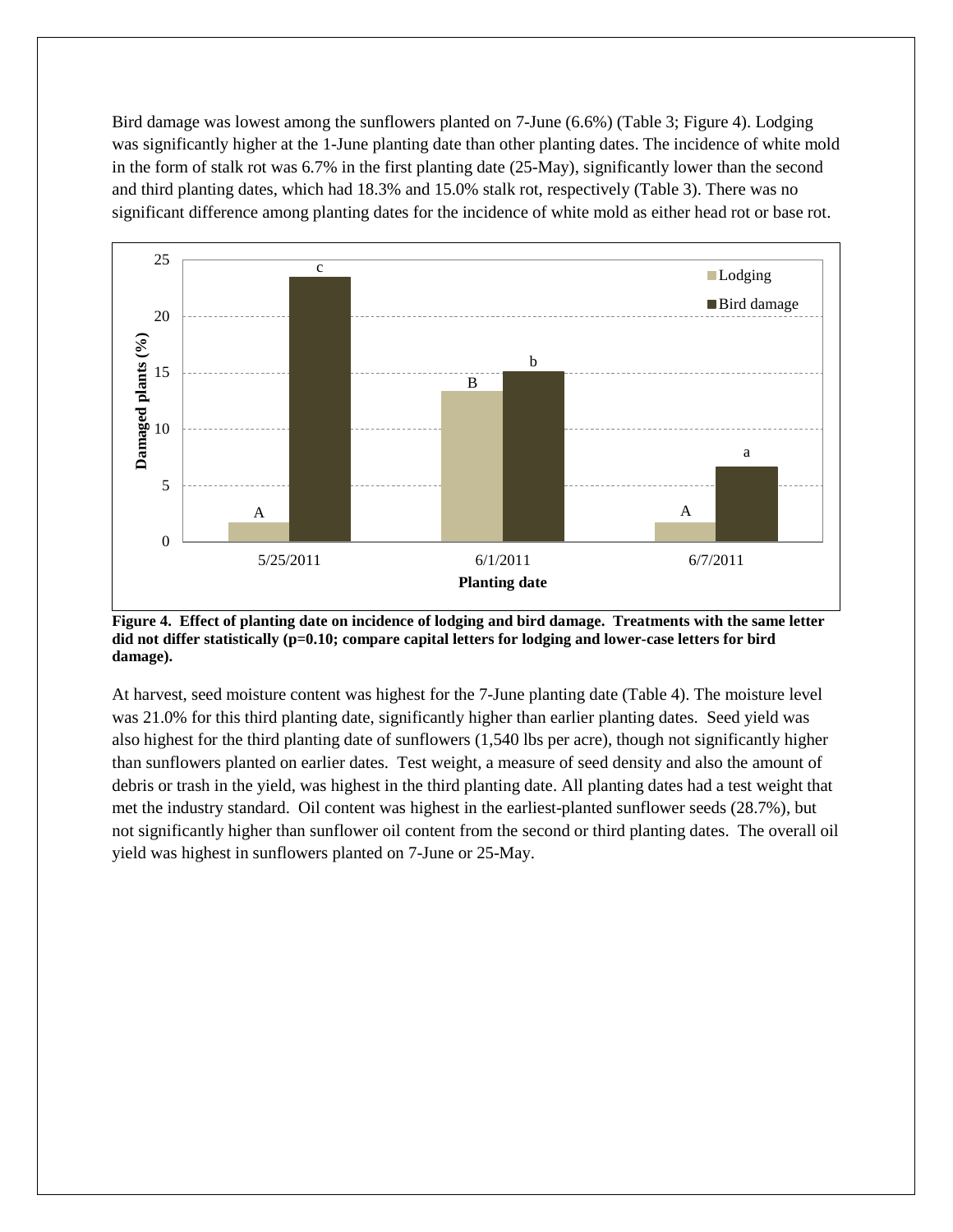Bird damage was lowest among the sunflowers planted on 7-June (6.6%) (Table 3; Figure 4). Lodging was significantly higher at the 1-June planting date than other planting dates. The incidence of white mold in the form of stalk rot was 6.7% in the first planting date (25-May), significantly lower than the second and third planting dates, which had 18.3% and 15.0% stalk rot, respectively (Table 3). There was no significant difference among planting dates for the incidence of white mold as either head rot or base rot.

**Figure 4. Effect of planting date on incidence of lodging and bird damage. Treatments with the same letter did not differ statistically (p=0.10; compare capital letters for lodging and lower-case letters for bird damage).**

At harvest, seed moisture content was highest for the 7-June planting date (Table 4). The moisture level was 21.0% for this third planting date, significantly higher than earlier planting dates. Seed yield was also highest for the third planting date of sunflowers (1,540 lbs per acre), though not significantly higher than sunflowers planted on earlier dates. Test weight, a measure of seed density and also the amount of debris or trash in the yield, was highest in the third planting date. All planting dates had a test weight that met the industry standard. Oil content was highest in the earliest-planted sunflower seeds (28.7%), but not significantly higher than sunflower oil content from the second or third planting dates. The overall oil yield was highest in sunflowers planted on 7-June or 25-May.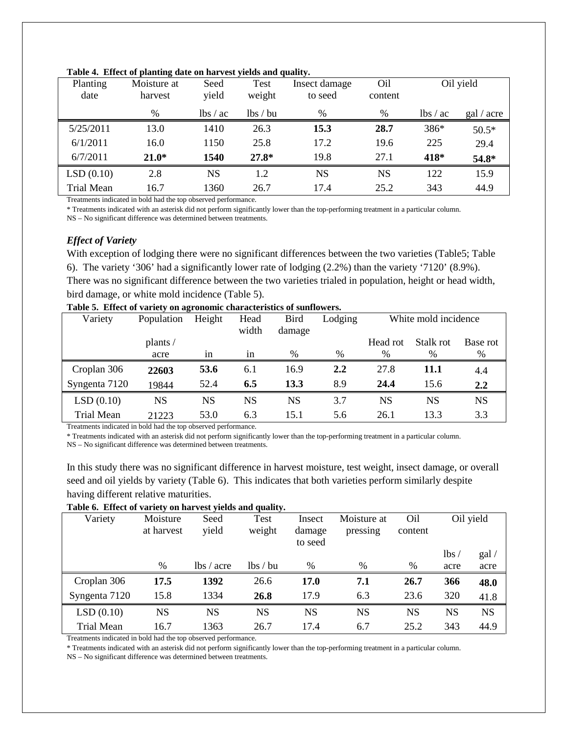**Table 4. Effect of planting date on harvest yields and quality.**

| Planting date | Moisture at harvest | Seed yield | Test weight | Insect damage to seed | Oil content | Oil yield | |
|---|---|---|---|---|---|---|---|
| | % | lbs / ac | lbs / bu | % | % | lbs / ac | gal / acre |
| 5/25/2011 | 13.0 | 1410 | 26.3 | **15.3** | **28.7** | 386* | 50.5* |
| 6/1/2011 | 16.0 | 1150 | 25.8 | 17.2 | 19.6 | 225 | 29.4 |
| 6/7/2011 | **21.0*** | **1540** | **27.8*** | 19.8 | 27.1 | **418*** | **54.8*** |
| LSD (0.10) | 2.8 | NS | 1.2 | NS | NS | 122 | 15.9 |
| Trial Mean | 16.7 | 1360 | 26.7 | 17.4 | 25.2 | 343 | 44.9 |

Treatments indicated in bold had the top observed performance.

* Treatments indicated with an asterisk did not perform significantly lower than the top-performing treatment in a particular column.

NS – No significant difference was determined between treatments.

### *Effect of Variety*

With exception of lodging there were no significant differences between the two varieties (Table5; Table 6). The variety '306' had a significantly lower rate of lodging (2.2%) than the variety '7120' (8.9%). There was no significant difference between the two varieties trialed in population, height or head width, bird damage, or white mold incidence (Table 5).

**Table 5. Effect of variety on agronomic characteristics of sunflowers.**

| Variety | Population | Height | Head width | Bird damage | Lodging | White mold incidence | | |
|---|---|---|---|---|---|---|---|---|
| | | | | | | Head rot | Stalk rot | Base rot |
| | plants / acre | in | in | % | % | % | % | % |
| Croplan 306 | **22603** | **53.6** | 6.1 | 16.9 | **2.2** | 27.8 | **11.1** | 4.4 |
| Syngenta 7120 | 19844 | 52.4 | **6.5** | **13.3** | 8.9 | **24.4** | 15.6 | **2.2** |
| LSD (0.10) | NS | NS | NS | NS | 3.7 | NS | NS | NS |
| Trial Mean | 21223 | 53.0 | 6.3 | 15.1 | 5.6 | 26.1 | 13.3 | 3.3 |

Treatments indicated in bold had the top observed performance.

* Treatments indicated with an asterisk did not perform significantly lower than the top-performing treatment in a particular column.

NS – No significant difference was determined between treatments.

In this study there was no significant difference in harvest moisture, test weight, insect damage, or overall seed and oil yields by variety (Table 6). This indicates that both varieties perform similarly despite having different relative maturities.

**Table 6. Effect of variety on harvest yields and quality.**

| Variety | Moisture at harvest | Seed yield | Test weight | Insect damage to seed | Moisture at pressing | Oil content | Oil yield | |
|---|---|---|---|---|---|---|---|---|
| | % | lbs / acre | lbs / bu | % | % | % | lbs / acre | gal / acre |
| Croplan 306 | **17.5** | **1392** | 26.6 | **17.0** | **7.1** | **26.7** | **366** | **48.0** |
| Syngenta 7120 | 15.8 | 1334 | **26.8** | 17.9 | 6.3 | 23.6 | 320 | 41.8 |
| LSD (0.10) | NS | NS | NS | NS | NS | NS | NS | NS |
| Trial Mean | 16.7 | 1363 | 26.7 | 17.4 | 6.7 | 25.2 | 343 | 44.9 |

Treatments indicated in bold had the top observed performance.

* Treatments indicated with an asterisk did not perform significantly lower than the top-performing treatment in a particular column.

NS – No significant difference was determined between treatments.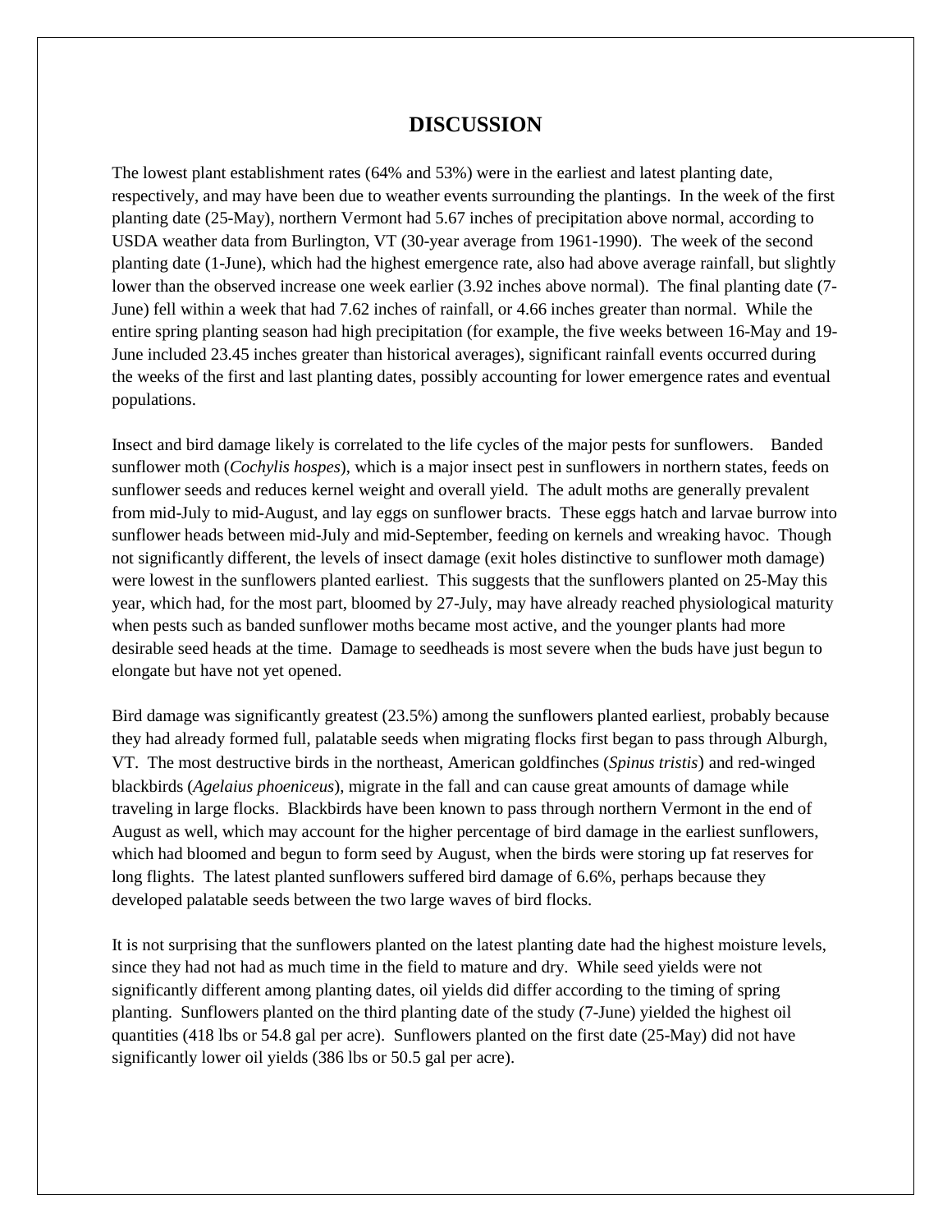## DISCUSSION

The lowest plant establishment rates (64% and 53%) were in the earliest and latest planting date, respectively, and may have been due to weather events surrounding the plantings. In the week of the first planting date (25-May), northern Vermont had 5.67 inches of precipitation above normal, according to USDA weather data from Burlington, VT (30-year average from 1961-1990). The week of the second planting date (1-June), which had the highest emergence rate, also had above average rainfall, but slightly lower than the observed increase one week earlier (3.92 inches above normal). The final planting date (7-June) fell within a week that had 7.62 inches of rainfall, or 4.66 inches greater than normal. While the entire spring planting season had high precipitation (for example, the five weeks between 16-May and 19-June included 23.45 inches greater than historical averages), significant rainfall events occurred during the weeks of the first and last planting dates, possibly accounting for lower emergence rates and eventual populations.

Insect and bird damage likely is correlated to the life cycles of the major pests for sunflowers. Banded sunflower moth (*Cochylis hospes*), which is a major insect pest in sunflowers in northern states, feeds on sunflower seeds and reduces kernel weight and overall yield. The adult moths are generally prevalent from mid-July to mid-August, and lay eggs on sunflower bracts. These eggs hatch and larvae burrow into sunflower heads between mid-July and mid-September, feeding on kernels and wreaking havoc. Though not significantly different, the levels of insect damage (exit holes distinctive to sunflower moth damage) were lowest in the sunflowers planted earliest. This suggests that the sunflowers planted on 25-May this year, which had, for the most part, bloomed by 27-July, may have already reached physiological maturity when pests such as banded sunflower moths became most active, and the younger plants had more desirable seed heads at the time. Damage to seedheads is most severe when the buds have just begun to elongate but have not yet opened.

Bird damage was significantly greatest (23.5%) among the sunflowers planted earliest, probably because they had already formed full, palatable seeds when migrating flocks first began to pass through Alburgh, VT. The most destructive birds in the northeast, American goldfinches (*Spinus tristis*) and red-winged blackbirds (*Agelaius phoeniceus*), migrate in the fall and can cause great amounts of damage while traveling in large flocks. Blackbirds have been known to pass through northern Vermont in the end of August as well, which may account for the higher percentage of bird damage in the earliest sunflowers, which had bloomed and begun to form seed by August, when the birds were storing up fat reserves for long flights. The latest planted sunflowers suffered bird damage of 6.6%, perhaps because they developed palatable seeds between the two large waves of bird flocks.

It is not surprising that the sunflowers planted on the latest planting date had the highest moisture levels, since they had not had as much time in the field to mature and dry. While seed yields were not significantly different among planting dates, oil yields did differ according to the timing of spring planting. Sunflowers planted on the third planting date of the study (7-June) yielded the highest oil quantities (418 lbs or 54.8 gal per acre). Sunflowers planted on the first date (25-May) did not have significantly lower oil yields (386 lbs or 50.5 gal per acre).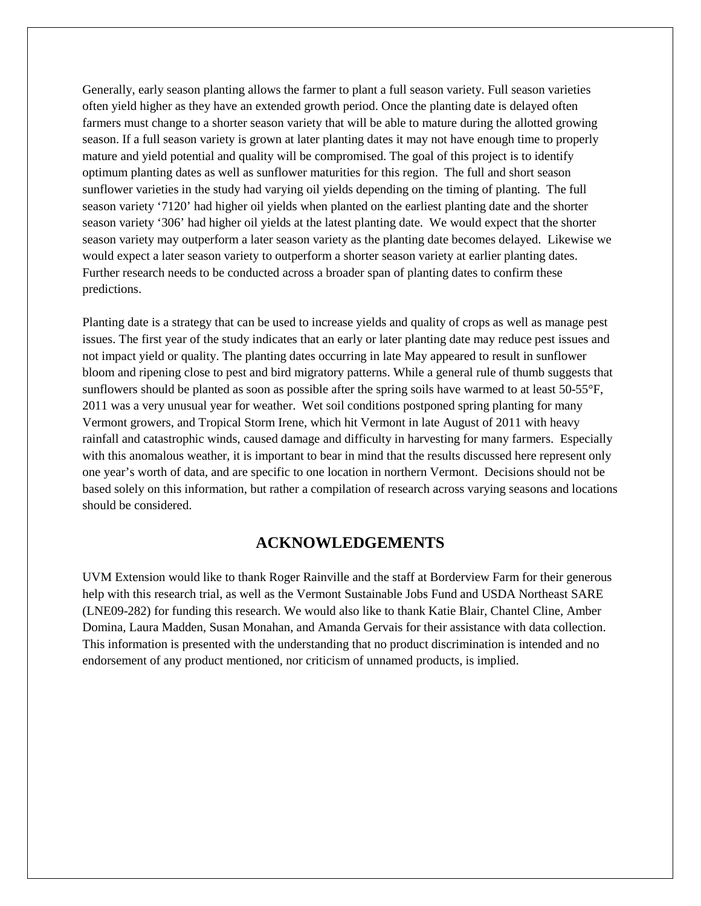Generally, early season planting allows the farmer to plant a full season variety. Full season varieties often yield higher as they have an extended growth period. Once the planting date is delayed often farmers must change to a shorter season variety that will be able to mature during the allotted growing season. If a full season variety is grown at later planting dates it may not have enough time to properly mature and yield potential and quality will be compromised. The goal of this project is to identify optimum planting dates as well as sunflower maturities for this region. The full and short season sunflower varieties in the study had varying oil yields depending on the timing of planting. The full season variety '7120' had higher oil yields when planted on the earliest planting date and the shorter season variety '306' had higher oil yields at the latest planting date. We would expect that the shorter season variety may outperform a later season variety as the planting date becomes delayed. Likewise we would expect a later season variety to outperform a shorter season variety at earlier planting dates. Further research needs to be conducted across a broader span of planting dates to confirm these predictions.

Planting date is a strategy that can be used to increase yields and quality of crops as well as manage pest issues. The first year of the study indicates that an early or later planting date may reduce pest issues and not impact yield or quality. The planting dates occurring in late May appeared to result in sunflower bloom and ripening close to pest and bird migratory patterns. While a general rule of thumb suggests that sunflowers should be planted as soon as possible after the spring soils have warmed to at least 50-55°F, 2011 was a very unusual year for weather. Wet soil conditions postponed spring planting for many Vermont growers, and Tropical Storm Irene, which hit Vermont in late August of 2011 with heavy rainfall and catastrophic winds, caused damage and difficulty in harvesting for many farmers. Especially with this anomalous weather, it is important to bear in mind that the results discussed here represent only one year's worth of data, and are specific to one location in northern Vermont. Decisions should not be based solely on this information, but rather a compilation of research across varying seasons and locations should be considered.

## ACKNOWLEDGEMENTS

UVM Extension would like to thank Roger Rainville and the staff at Borderview Farm for their generous help with this research trial, as well as the Vermont Sustainable Jobs Fund and USDA Northeast SARE (LNE09-282) for funding this research. We would also like to thank Katie Blair, Chantel Cline, Amber Domina, Laura Madden, Susan Monahan, and Amanda Gervais for their assistance with data collection. This information is presented with the understanding that no product discrimination is intended and no endorsement of any product mentioned, nor criticism of unnamed products, is implied.